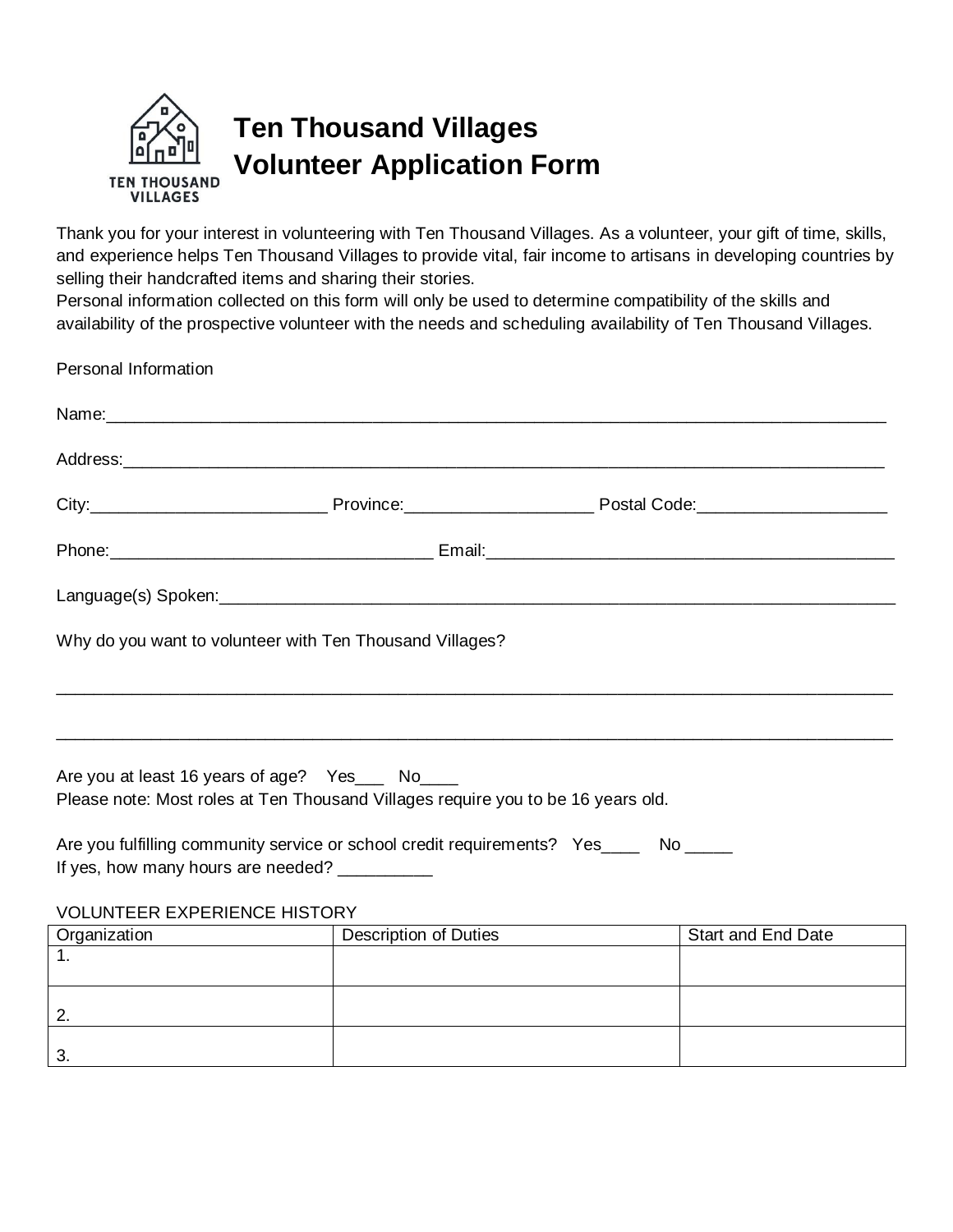# Ten Thousand Villages
# Volunteer Application Form

Thank you for your interest in volunteering with Ten Thousand Villages. As a volunteer, your gift of time, skills, and experience helps Ten Thousand Villages to provide vital, fair income to artisans in developing countries by selling their handcrafted items and sharing their stories.
Personal information collected on this form will only be used to determine compatibility of the skills and availability of the prospective volunteer with the needs and scheduling availability of Ten Thousand Villages.

Personal Information

Name:_______________________________________________________________________________________

Address:_____________________________________________________________________________________

City:__________________________ Province:____________________ Postal Code:_____________________

Phone:____________________________________ Email:_____________________________________________

Language(s) Spoken:_________________________________________________________________________

Why do you want to volunteer with Ten Thousand Villages?

_____________________________________________________________________________________________

_____________________________________________________________________________________________

Are you at least 16 years of age? Yes___ No____
Please note: Most roles at Ten Thousand Villages require you to be 16 years old.

Are you fulfilling community service or school credit requirements? Yes____ No _____
If yes, how many hours are needed? __________

VOLUNTEER EXPERIENCE HISTORY

| Organization | Description of Duties | Start and End Date |
|---|---|---|
| 1. | | |
| 2. | | |
| 3. | | |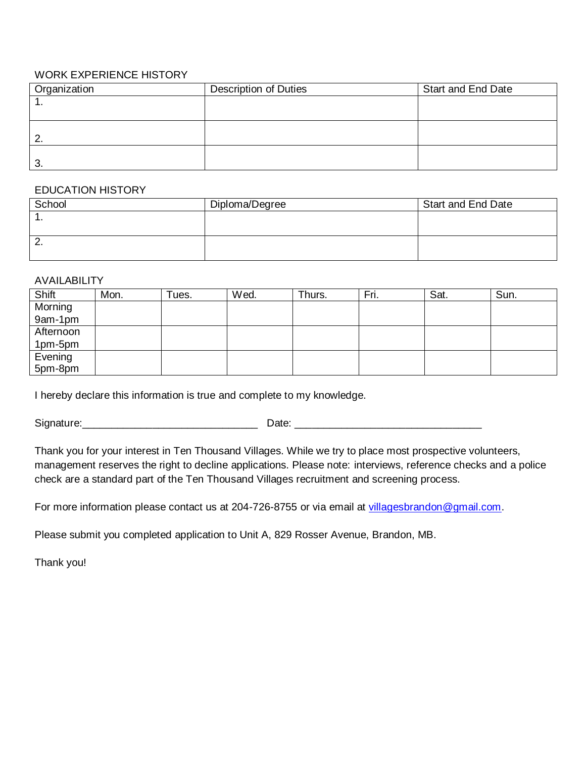WORK EXPERIENCE HISTORY

| Organization | Description of Duties | Start and End Date |
| --- | --- | --- |
| 1. | | |
| 2. | | |
| 3. | | |

EDUCATION HISTORY

| School | Diploma/Degree | Start and End Date |
| --- | --- | --- |
| 1. | | |
| 2. | | |

AVAILABILITY

| Shift | Mon. | Tues. | Wed. | Thurs. | Fri. | Sat. | Sun. |
| --- | --- | --- | --- | --- | --- | --- | --- |
| Morning 9am-1pm | | | | | | | |
| Afternoon 1pm-5pm | | | | | | | |
| Evening 5pm-8pm | | | | | | | |

I hereby declare this information is true and complete to my knowledge.

Signature:______________________________ Date: ________________________________

Thank you for your interest in Ten Thousand Villages. While we try to place most prospective volunteers, management reserves the right to decline applications. Please note: interviews, reference checks and a police check are a standard part of the Ten Thousand Villages recruitment and screening process.

For more information please contact us at 204-726-8755 or via email at villagesbrandon@gmail.com.

Please submit you completed application to Unit A, 829 Rosser Avenue, Brandon, MB.

Thank you!